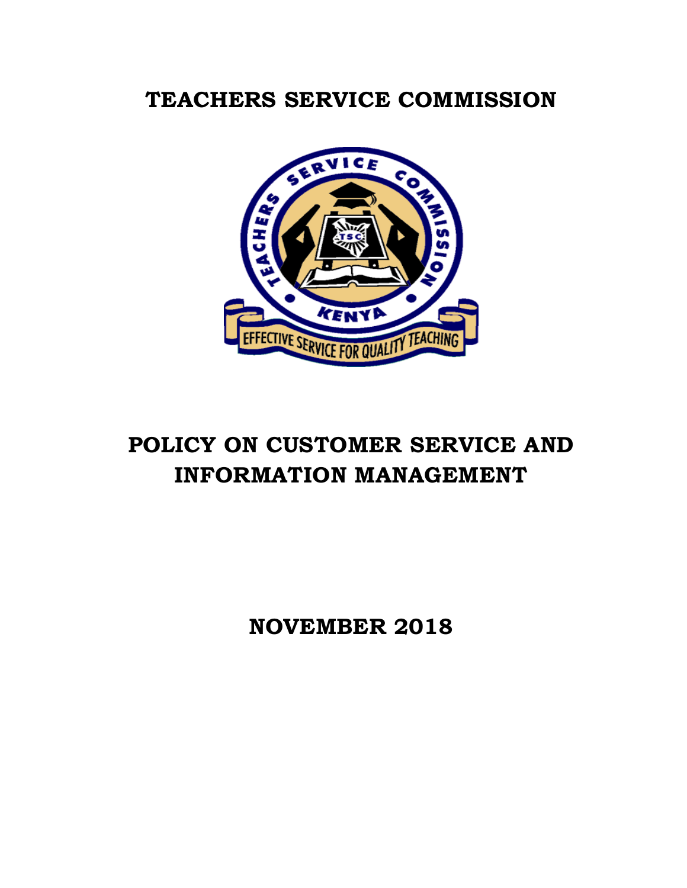# TEACHERS SERVICE COMMISSION

# POLICY ON CUSTOMER SERVICE AND INFORMATION MANAGEMENT

**NOVEMBER 2018**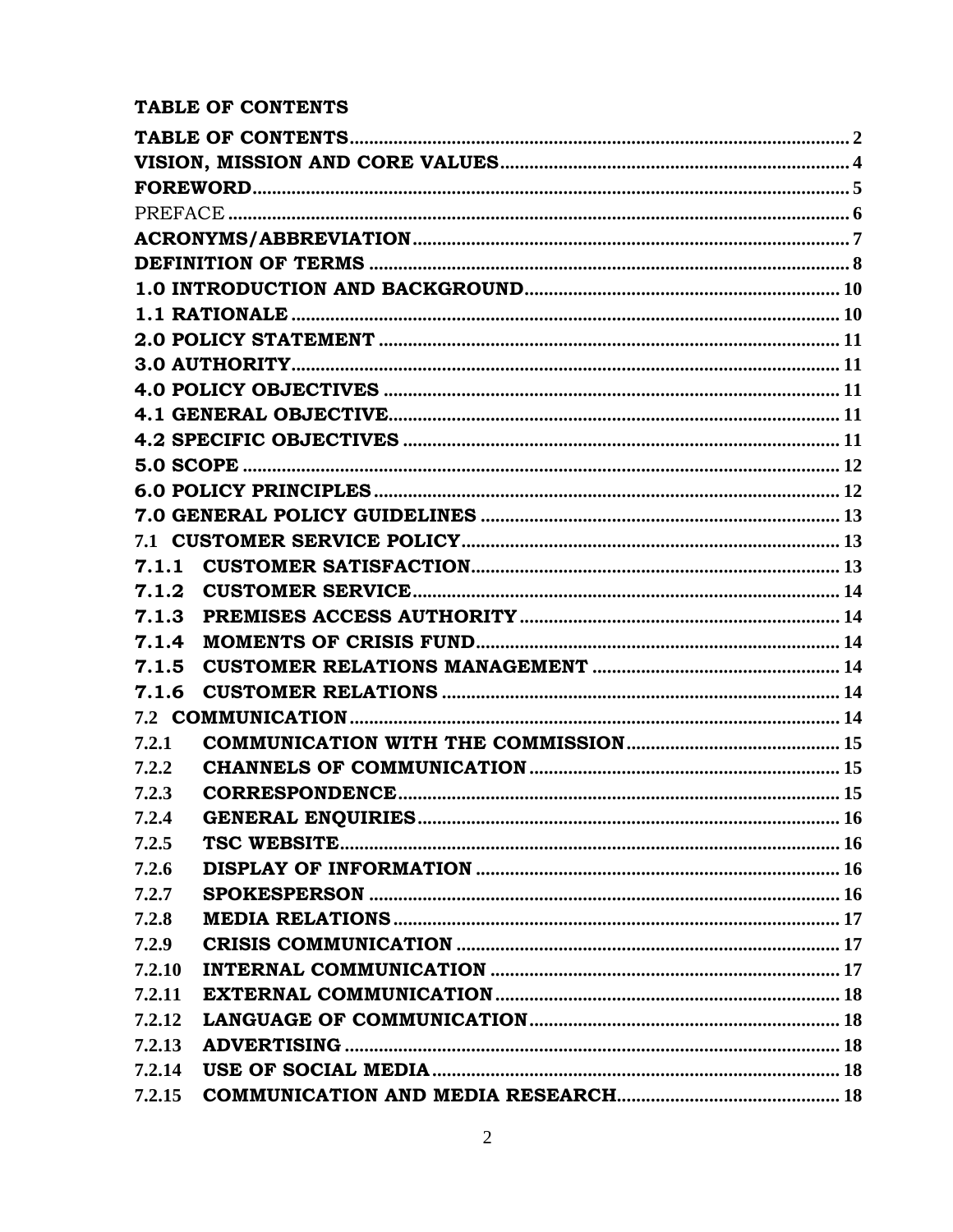**TABLE OF CONTENTS**

| | |
|---|---|
| **TABLE OF CONTENTS** | 2 |
| **VISION, MISSION AND CORE VALUES** | 4 |
| **FOREWORD** | 5 |
| PREFACE | 6 |
| **ACRONYMS/ABBREVIATION** | 7 |
| **DEFINITION OF TERMS** | 8 |
| **1.0 INTRODUCTION AND BACKGROUND** | 10 |
| **1.1 RATIONALE** | 10 |
| **2.0 POLICY STATEMENT** | 11 |
| **3.0 AUTHORITY** | 11 |
| **4.0 POLICY OBJECTIVES** | 11 |
| **4.1 GENERAL OBJECTIVE** | 11 |
| **4.2 SPECIFIC OBJECTIVES** | 11 |
| **5.0 SCOPE** | 12 |
| **6.0 POLICY PRINCIPLES** | 12 |
| **7.0 GENERAL POLICY GUIDELINES** | 13 |
| 7.1 **CUSTOMER SERVICE POLICY** | 13 |
| **7.1.1 CUSTOMER SATISFACTION** | 13 |
| **7.1.2 CUSTOMER SERVICE** | 14 |
| **7.1.3 PREMISES ACCESS AUTHORITY** | 14 |
| **7.1.4 MOMENTS OF CRISIS FUND** | 14 |
| **7.1.5 CUSTOMER RELATIONS MANAGEMENT** | 14 |
| **7.1.6 CUSTOMER RELATIONS** | 14 |
| 7.2 **COMMUNICATION** | 14 |
| 7.2.1 **COMMUNICATION WITH THE COMMISSION** | 15 |
| 7.2.2 **CHANNELS OF COMMUNICATION** | 15 |
| 7.2.3 **CORRESPONDENCE** | 15 |
| 7.2.4 **GENERAL ENQUIRIES** | 16 |
| 7.2.5 **TSC WEBSITE** | 16 |
| 7.2.6 **DISPLAY OF INFORMATION** | 16 |
| 7.2.7 **SPOKESPERSON** | 16 |
| 7.2.8 **MEDIA RELATIONS** | 17 |
| 7.2.9 **CRISIS COMMUNICATION** | 17 |
| 7.2.10 **INTERNAL COMMUNICATION** | 17 |
| 7.2.11 **EXTERNAL COMMUNICATION** | 18 |
| 7.2.12 **LANGUAGE OF COMMUNICATION** | 18 |
| 7.2.13 **ADVERTISING** | 18 |
| 7.2.14 **USE OF SOCIAL MEDIA** | 18 |
| 7.2.15 **COMMUNICATION AND MEDIA RESEARCH** | 18 |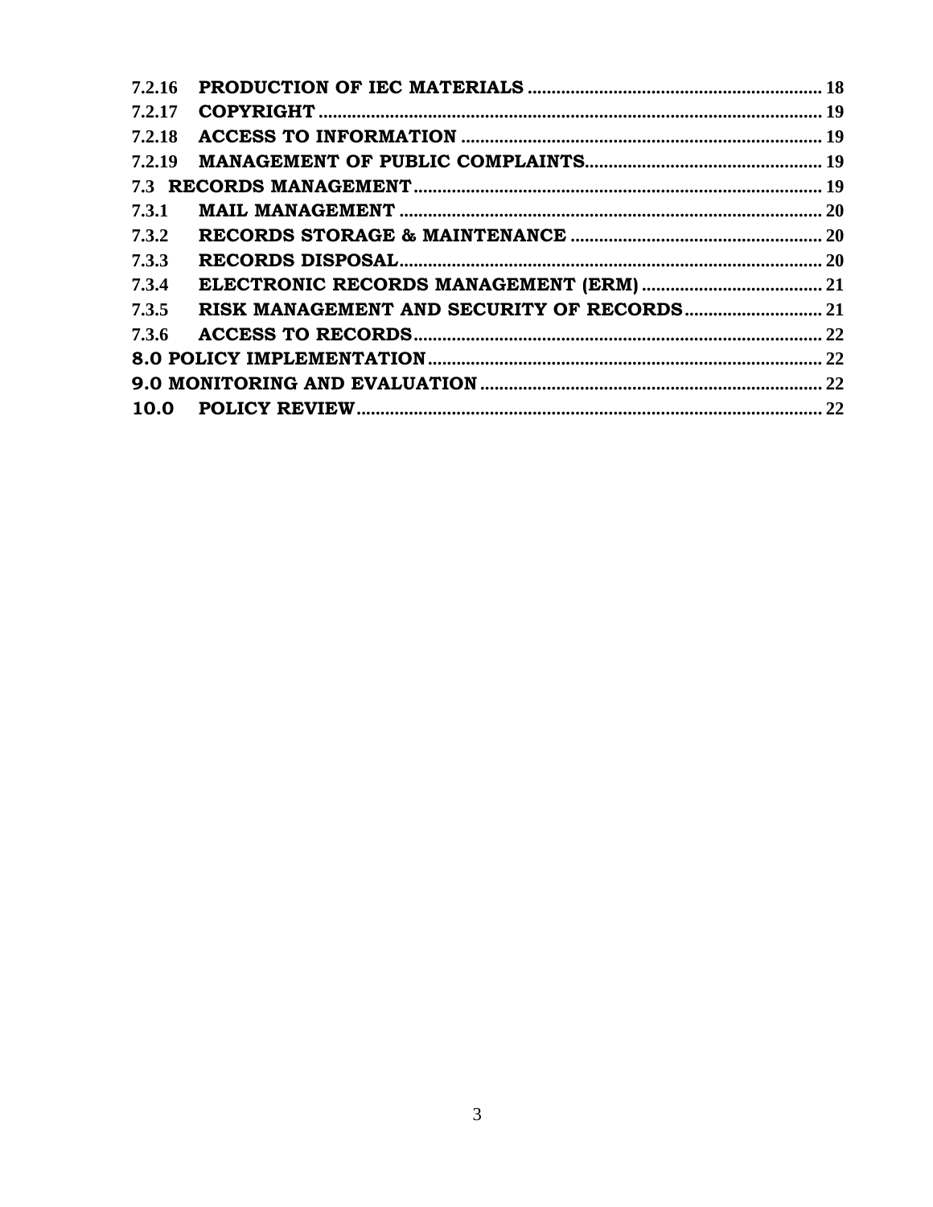| | | |
|---|---|---|
| **7.2.16** | **PRODUCTION OF IEC MATERIALS** | **18** |
| **7.2.17** | **COPYRIGHT** | **19** |
| **7.2.18** | **ACCESS TO INFORMATION** | **19** |
| **7.2.19** | **MANAGEMENT OF PUBLIC COMPLAINTS** | **19** |
| **7.3** | **RECORDS MANAGEMENT** | **19** |
| **7.3.1** | **MAIL MANAGEMENT** | **20** |
| **7.3.2** | **RECORDS STORAGE & MAINTENANCE** | **20** |
| **7.3.3** | **RECORDS DISPOSAL** | **20** |
| **7.3.4** | **ELECTRONIC RECORDS MANAGEMENT (ERM)** | **21** |
| **7.3.5** | **RISK MANAGEMENT AND SECURITY OF RECORDS** | **21** |
| **7.3.6** | **ACCESS TO RECORDS** | **22** |
| **8.0** | **POLICY IMPLEMENTATION** | **22** |
| **9.0** | **MONITORING AND EVALUATION** | **22** |
| **10.0** | **POLICY REVIEW** | **22** |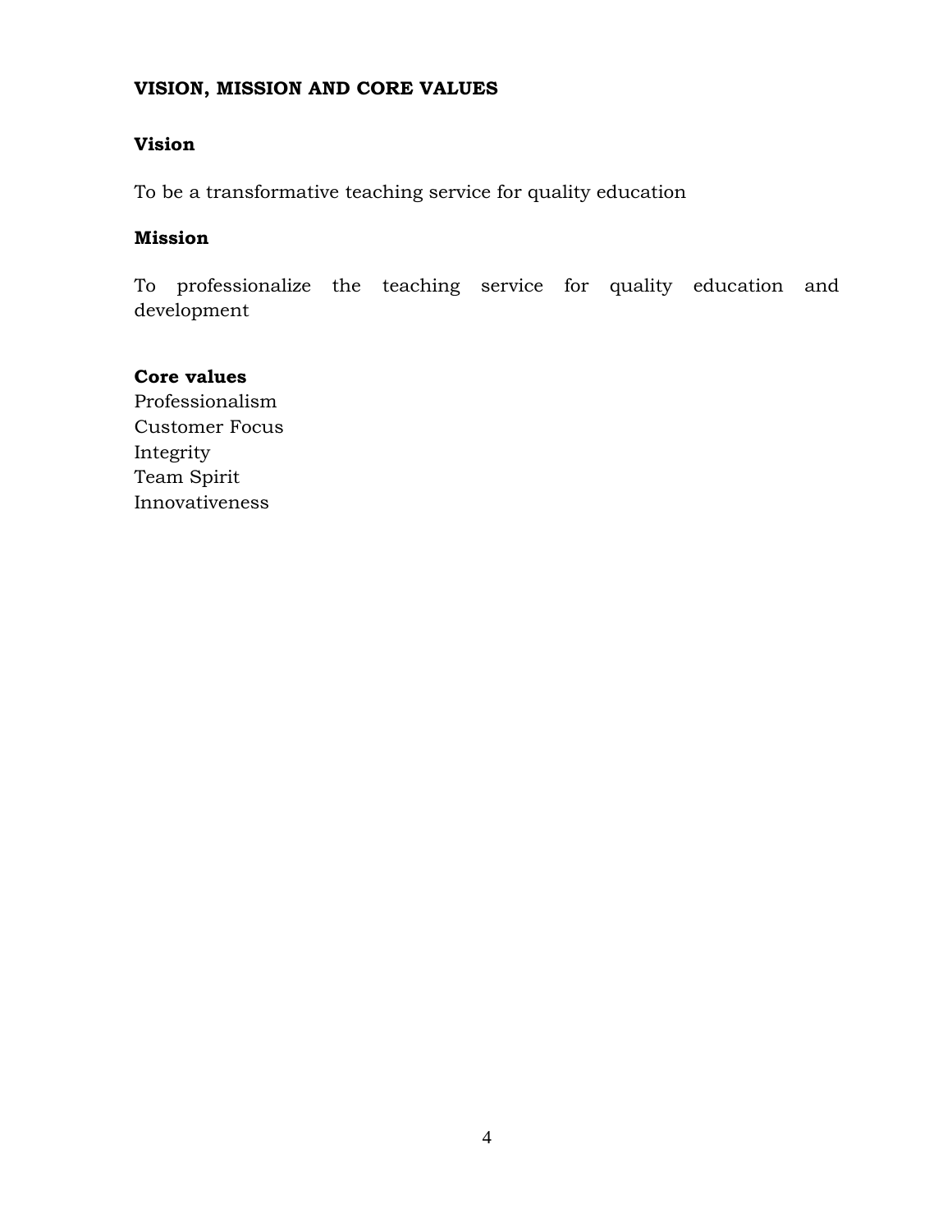# VISION, MISSION AND CORE VALUES

## Vision

To be a transformative teaching service for quality education

## Mission

To professionalize the teaching service for quality education and development

## Core values

Professionalism
Customer Focus
Integrity
Team Spirit
Innovativeness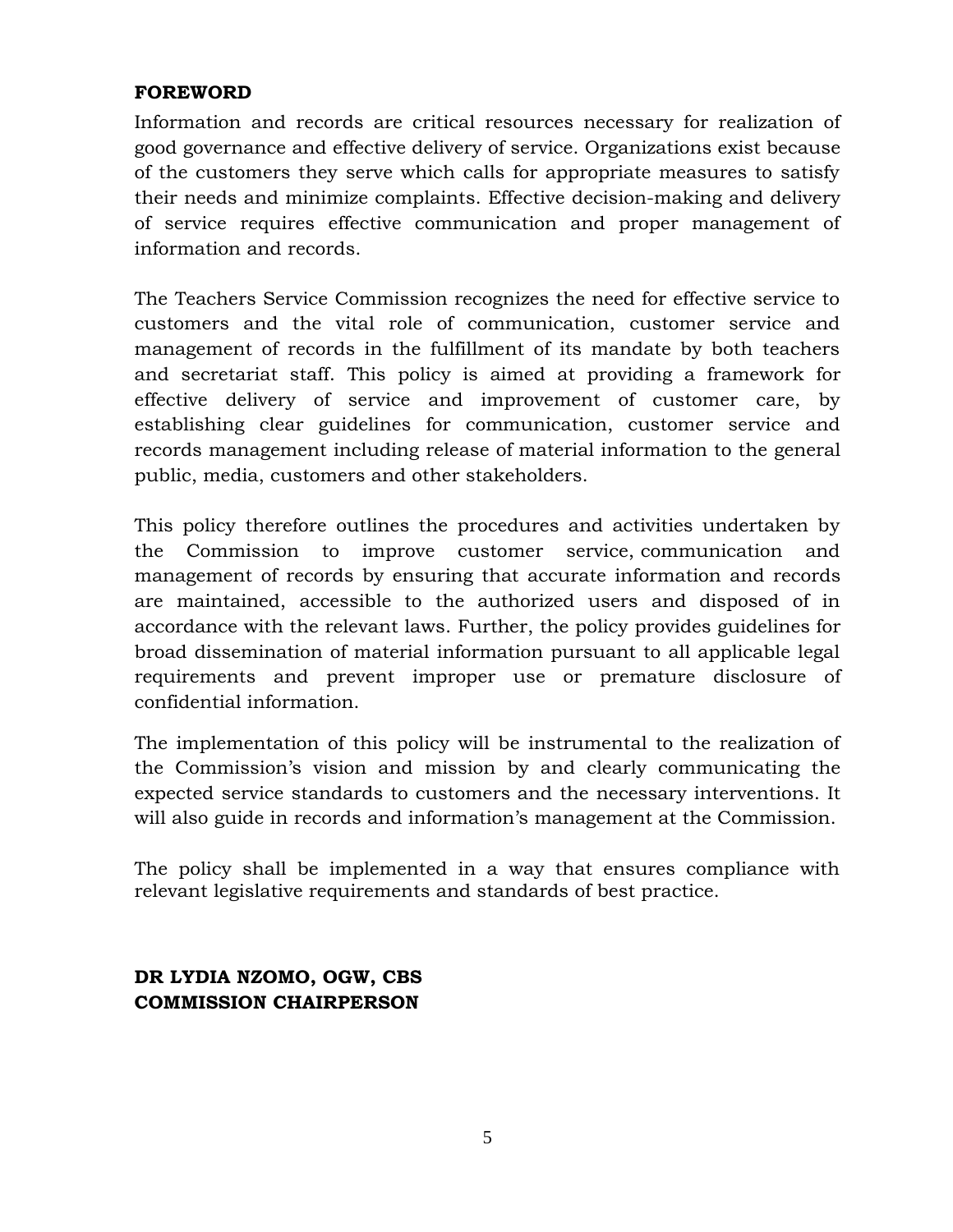## FOREWORD

Information and records are critical resources necessary for realization of good governance and effective delivery of service. Organizations exist because of the customers they serve which calls for appropriate measures to satisfy their needs and minimize complaints. Effective decision-making and delivery of service requires effective communication and proper management of information and records.

The Teachers Service Commission recognizes the need for effective service to customers and the vital role of communication, customer service and management of records in the fulfillment of its mandate by both teachers and secretariat staff. This policy is aimed at providing a framework for effective delivery of service and improvement of customer care, by establishing clear guidelines for communication, customer service and records management including release of material information to the general public, media, customers and other stakeholders.

This policy therefore outlines the procedures and activities undertaken by the Commission to improve customer service, communication and management of records by ensuring that accurate information and records are maintained, accessible to the authorized users and disposed of in accordance with the relevant laws. Further, the policy provides guidelines for broad dissemination of material information pursuant to all applicable legal requirements and prevent improper use or premature disclosure of confidential information.

The implementation of this policy will be instrumental to the realization of the Commission's vision and mission by and clearly communicating the expected service standards to customers and the necessary interventions. It will also guide in records and information's management at the Commission.

The policy shall be implemented in a way that ensures compliance with relevant legislative requirements and standards of best practice.

**DR LYDIA NZOMO, OGW, CBS**
**COMMISSION CHAIRPERSON**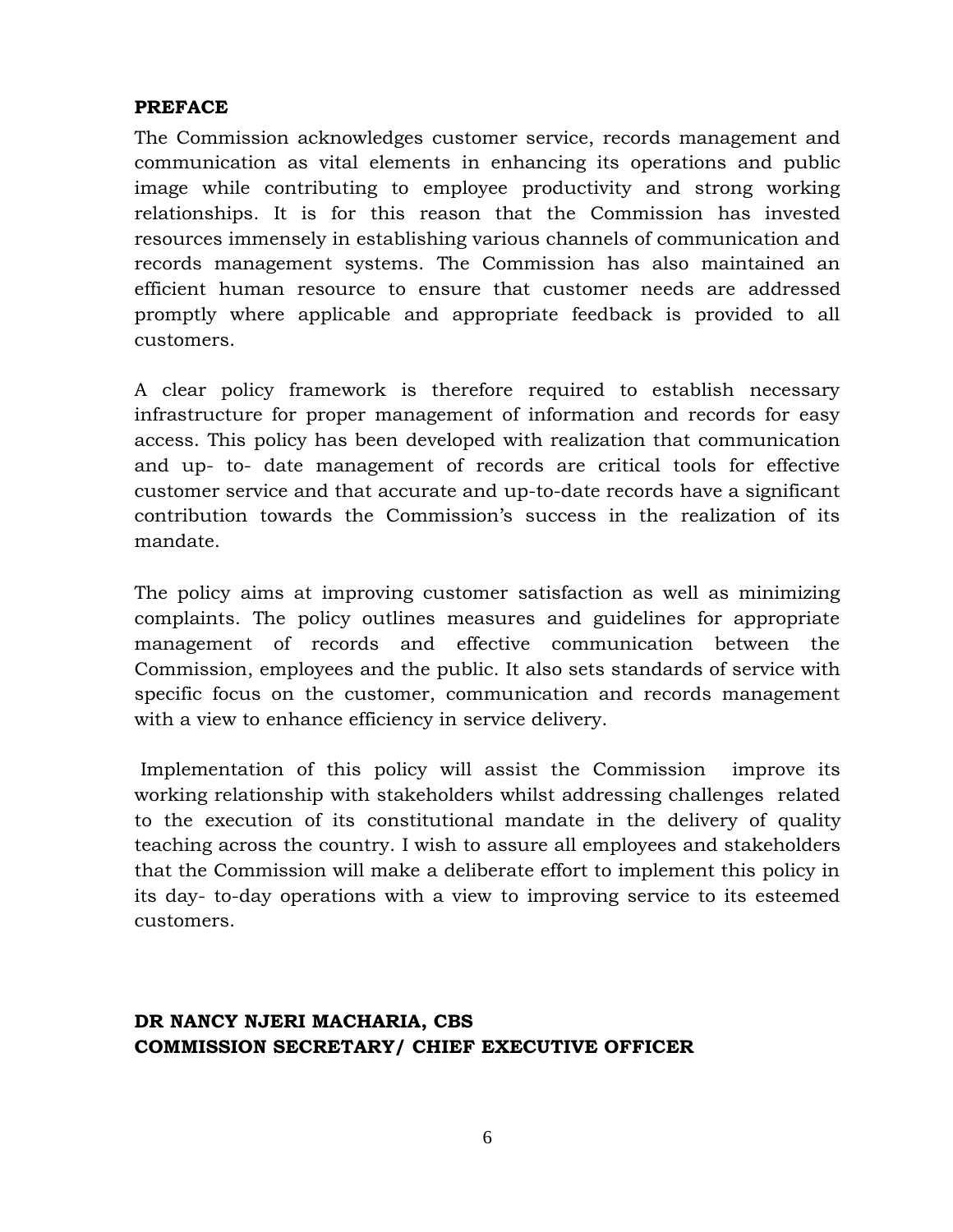## PREFACE

The Commission acknowledges customer service, records management and communication as vital elements in enhancing its operations and public image while contributing to employee productivity and strong working relationships. It is for this reason that the Commission has invested resources immensely in establishing various channels of communication and records management systems. The Commission has also maintained an efficient human resource to ensure that customer needs are addressed promptly where applicable and appropriate feedback is provided to all customers.

A clear policy framework is therefore required to establish necessary infrastructure for proper management of information and records for easy access. This policy has been developed with realization that communication and up- to- date management of records are critical tools for effective customer service and that accurate and up-to-date records have a significant contribution towards the Commission's success in the realization of its mandate.

The policy aims at improving customer satisfaction as well as minimizing complaints. The policy outlines measures and guidelines for appropriate management of records and effective communication between the Commission, employees and the public. It also sets standards of service with specific focus on the customer, communication and records management with a view to enhance efficiency in service delivery.

Implementation of this policy will assist the Commission improve its working relationship with stakeholders whilst addressing challenges related to the execution of its constitutional mandate in the delivery of quality teaching across the country. I wish to assure all employees and stakeholders that the Commission will make a deliberate effort to implement this policy in its day- to-day operations with a view to improving service to its esteemed customers.

**DR NANCY NJERI MACHARIA, CBS**
**COMMISSION SECRETARY/ CHIEF EXECUTIVE OFFICER**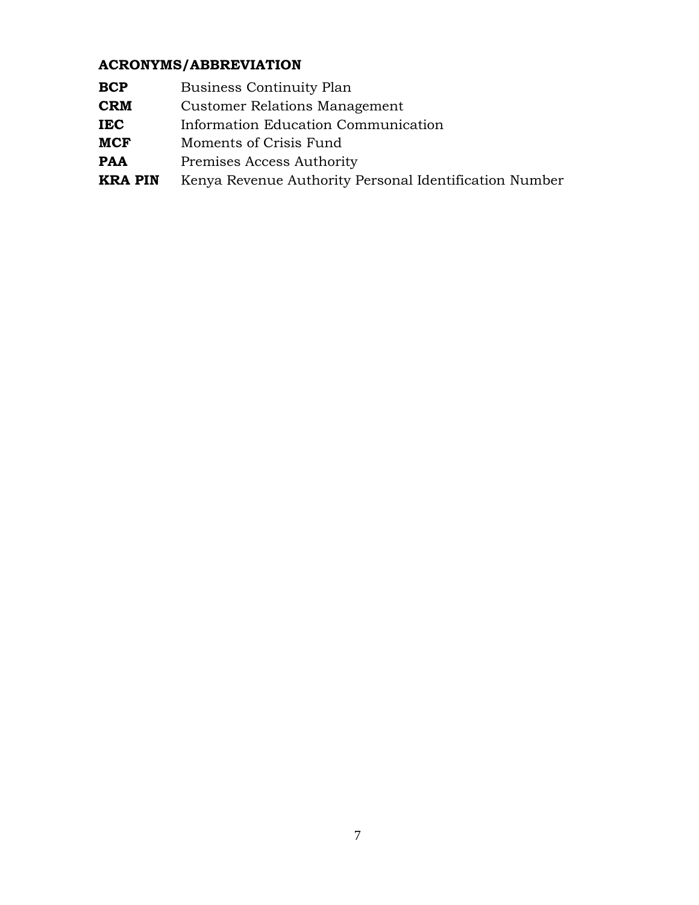## ACRONYMS/ABBREVIATION

| | |
|---|---|
| **BCP** | Business Continuity Plan |
| **CRM** | Customer Relations Management |
| **IEC** | Information Education Communication |
| **MCF** | Moments of Crisis Fund |
| **PAA** | Premises Access Authority |
| **KRA PIN** | Kenya Revenue Authority Personal Identification Number |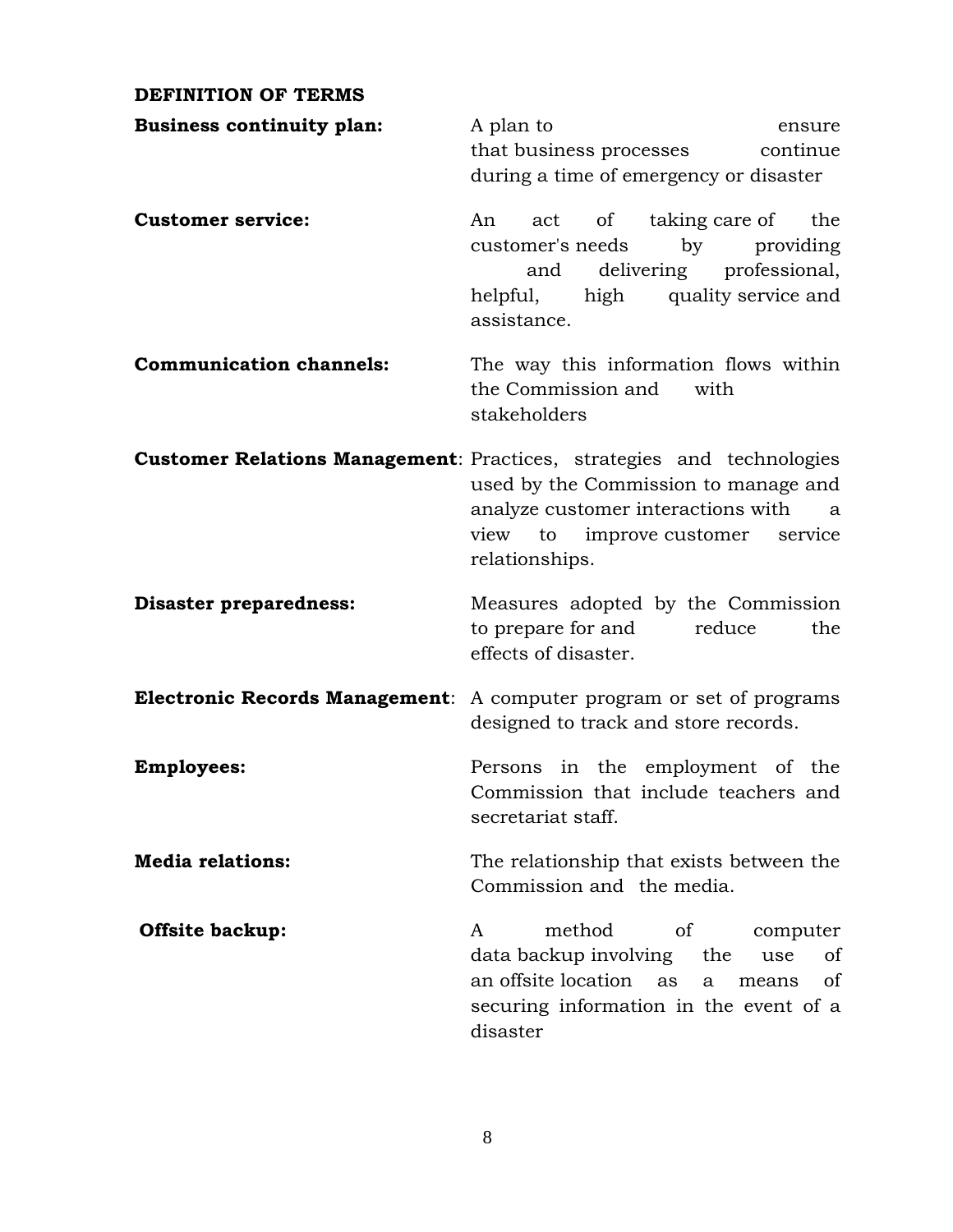## DEFINITION OF TERMS

**Business continuity plan:** A plan to ensure that business processes continue during a time of emergency or disaster

**Customer service:** An act of taking care of the customer's needs by providing and delivering professional, helpful, high quality service and assistance.

**Communication channels:** The way this information flows within the Commission and with stakeholders

**Customer Relations Management**: Practices, strategies and technologies used by the Commission to manage and analyze customer interactions with a view to improve customer service relationships.

**Disaster preparedness:** Measures adopted by the Commission to prepare for and reduce the effects of disaster.

**Electronic Records Management**: A computer program or set of programs designed to track and store records.

**Employees:** Persons in the employment of the Commission that include teachers and secretariat staff.

**Media relations:** The relationship that exists between the Commission and the media.

**Offsite backup:** A method of computer data backup involving the use of an offsite location as a means of securing information in the event of a disaster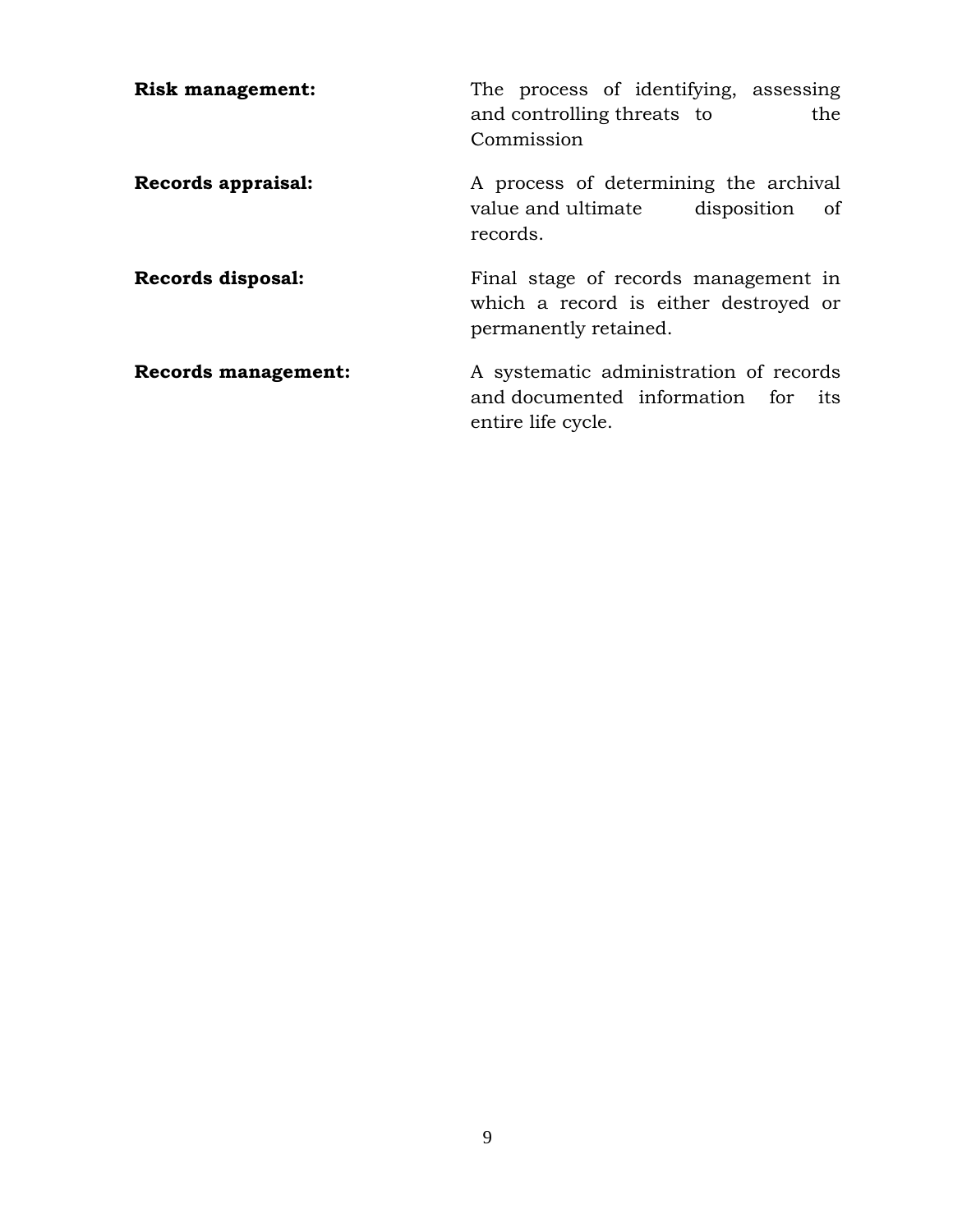**Risk management:** The process of identifying, assessing and controlling threats to the Commission

**Records appraisal:** A process of determining the archival value and ultimate disposition of records.

**Records disposal:** Final stage of records management in which a record is either destroyed or permanently retained.

**Records management:** A systematic administration of records and documented information for its entire life cycle.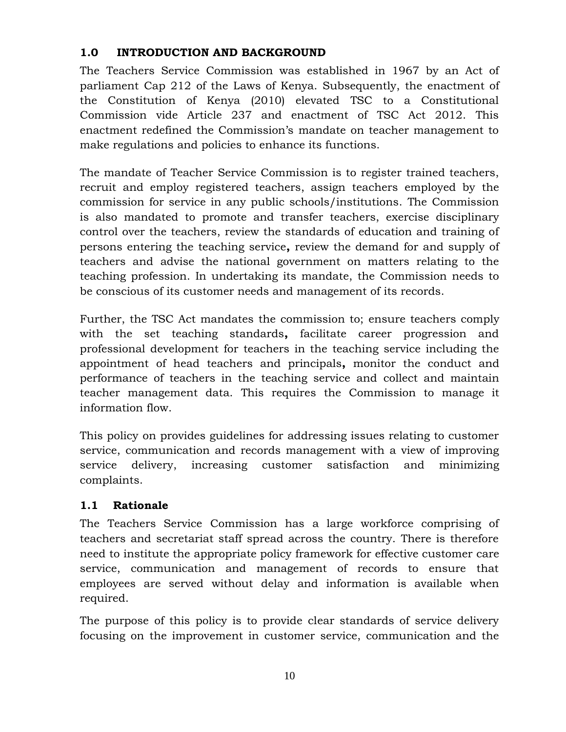## 1.0 INTRODUCTION AND BACKGROUND

The Teachers Service Commission was established in 1967 by an Act of parliament Cap 212 of the Laws of Kenya. Subsequently, the enactment of the Constitution of Kenya (2010) elevated TSC to a Constitutional Commission vide Article 237 and enactment of TSC Act 2012. This enactment redefined the Commission's mandate on teacher management to make regulations and policies to enhance its functions.

The mandate of Teacher Service Commission is to register trained teachers, recruit and employ registered teachers, assign teachers employed by the commission for service in any public schools/institutions. The Commission is also mandated to promote and transfer teachers, exercise disciplinary control over the teachers, review the standards of education and training of persons entering the teaching service**,** review the demand for and supply of teachers and advise the national government on matters relating to the teaching profession. In undertaking its mandate, the Commission needs to be conscious of its customer needs and management of its records.

Further, the TSC Act mandates the commission to; ensure teachers comply with the set teaching standards**,** facilitate career progression and professional development for teachers in the teaching service including the appointment of head teachers and principals**,** monitor the conduct and performance of teachers in the teaching service and collect and maintain teacher management data. This requires the Commission to manage it information flow.

This policy on provides guidelines for addressing issues relating to customer service, communication and records management with a view of improving service delivery, increasing customer satisfaction and minimizing complaints.

### 1.1 Rationale

The Teachers Service Commission has a large workforce comprising of teachers and secretariat staff spread across the country. There is therefore need to institute the appropriate policy framework for effective customer care service, communication and management of records to ensure that employees are served without delay and information is available when required.

The purpose of this policy is to provide clear standards of service delivery focusing on the improvement in customer service, communication and the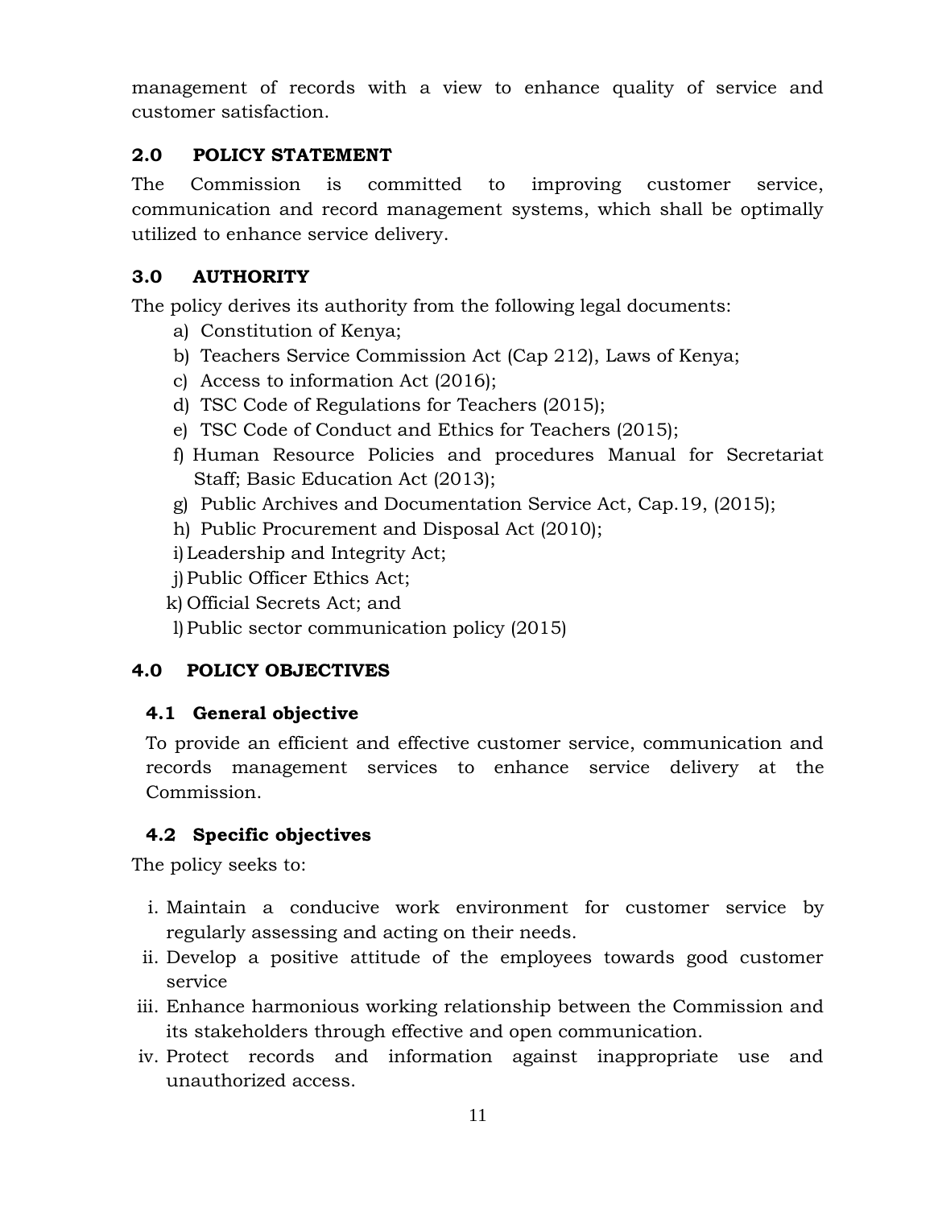management of records with a view to enhance quality of service and customer satisfaction.

## 2.0 POLICY STATEMENT

The Commission is committed to improving customer service, communication and record management systems, which shall be optimally utilized to enhance service delivery.

## 3.0 AUTHORITY

The policy derives its authority from the following legal documents:

a) Constitution of Kenya;
b) Teachers Service Commission Act (Cap 212), Laws of Kenya;
c) Access to information Act (2016);
d) TSC Code of Regulations for Teachers (2015);
e) TSC Code of Conduct and Ethics for Teachers (2015);
f) Human Resource Policies and procedures Manual for Secretariat Staff; Basic Education Act (2013);
g) Public Archives and Documentation Service Act, Cap.19, (2015);
h) Public Procurement and Disposal Act (2010);
i) Leadership and Integrity Act;
j) Public Officer Ethics Act;
k) Official Secrets Act; and
l) Public sector communication policy (2015)

## 4.0 POLICY OBJECTIVES

### 4.1 General objective

To provide an efficient and effective customer service, communication and records management services to enhance service delivery at the Commission.

### 4.2 Specific objectives

The policy seeks to:

i. Maintain a conducive work environment for customer service by regularly assessing and acting on their needs.
ii. Develop a positive attitude of the employees towards good customer service
iii. Enhance harmonious working relationship between the Commission and its stakeholders through effective and open communication.
iv. Protect records and information against inappropriate use and unauthorized access.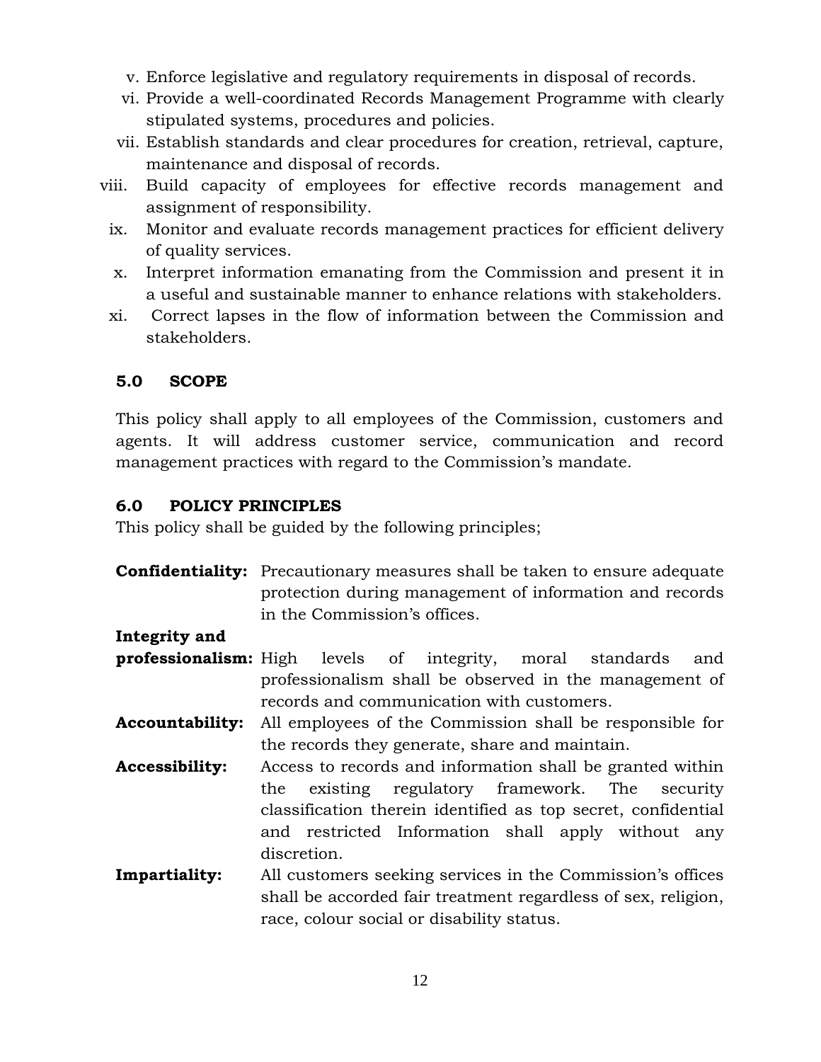v. Enforce legislative and regulatory requirements in disposal of records.
vi. Provide a well-coordinated Records Management Programme with clearly stipulated systems, procedures and policies.
vii. Establish standards and clear procedures for creation, retrieval, capture, maintenance and disposal of records.
viii. Build capacity of employees for effective records management and assignment of responsibility.
ix. Monitor and evaluate records management practices for efficient delivery of quality services.
x. Interpret information emanating from the Commission and present it in a useful and sustainable manner to enhance relations with stakeholders.
xi. Correct lapses in the flow of information between the Commission and stakeholders.

## 5.0 SCOPE

This policy shall apply to all employees of the Commission, customers and agents. It will address customer service, communication and record management practices with regard to the Commission's mandate.

## 6.0 POLICY PRINCIPLES

This policy shall be guided by the following principles;

**Confidentiality:** Precautionary measures shall be taken to ensure adequate protection during management of information and records in the Commission's offices.

**Integrity and professionalism:** High levels of integrity, moral standards and professionalism shall be observed in the management of records and communication with customers.

**Accountability:** All employees of the Commission shall be responsible for the records they generate, share and maintain.

**Accessibility:** Access to records and information shall be granted within the existing regulatory framework. The security classification therein identified as top secret, confidential and restricted Information shall apply without any discretion.

**Impartiality:** All customers seeking services in the Commission's offices shall be accorded fair treatment regardless of sex, religion, race, colour social or disability status.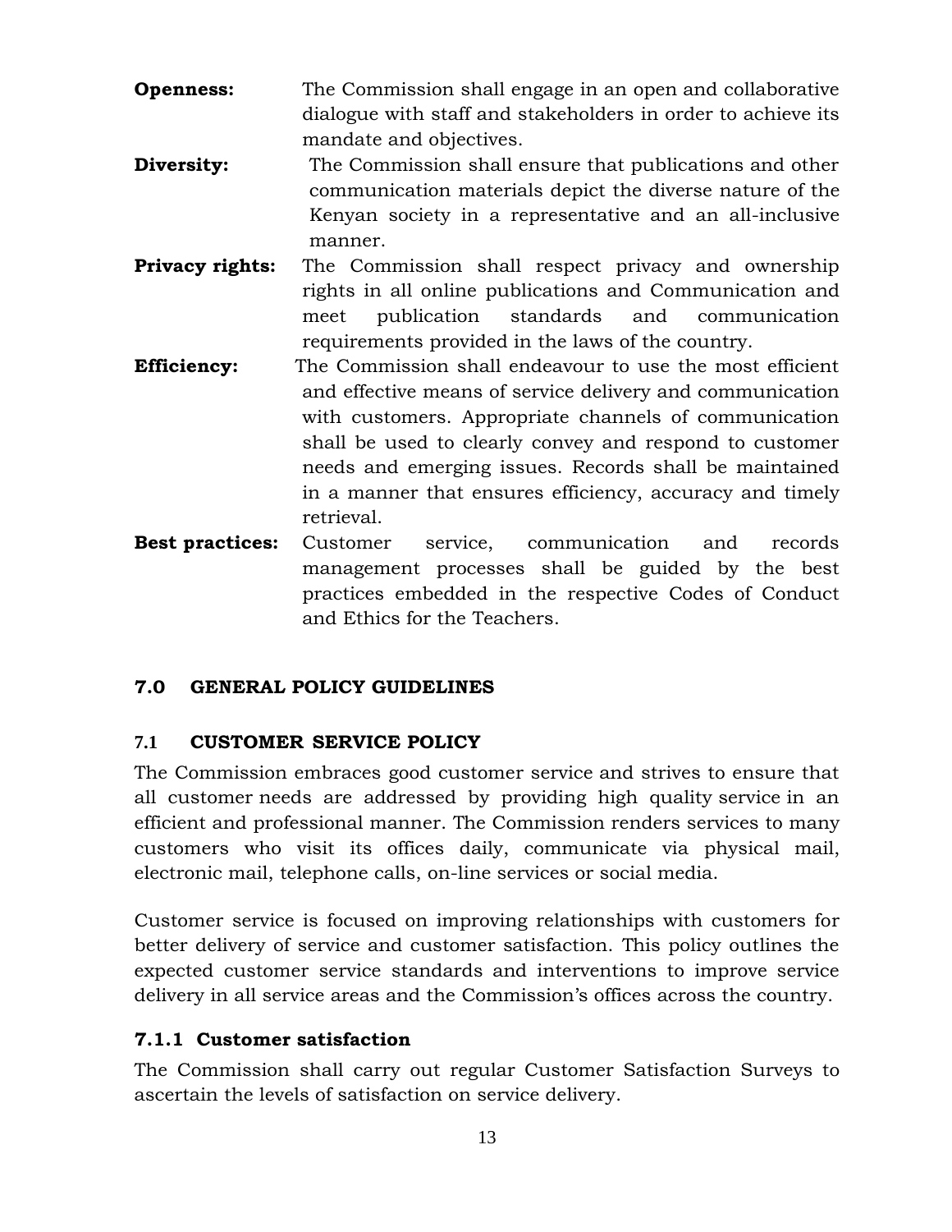**Openness:** The Commission shall engage in an open and collaborative dialogue with staff and stakeholders in order to achieve its mandate and objectives.

**Diversity:** The Commission shall ensure that publications and other communication materials depict the diverse nature of the Kenyan society in a representative and an all-inclusive manner.

**Privacy rights:** The Commission shall respect privacy and ownership rights in all online publications and Communication and meet publication standards and communication requirements provided in the laws of the country.

**Efficiency:** The Commission shall endeavour to use the most efficient and effective means of service delivery and communication with customers. Appropriate channels of communication shall be used to clearly convey and respond to customer needs and emerging issues. Records shall be maintained in a manner that ensures efficiency, accuracy and timely retrieval.

**Best practices:** Customer service, communication and records management processes shall be guided by the best practices embedded in the respective Codes of Conduct and Ethics for the Teachers.

## 7.0 GENERAL POLICY GUIDELINES

### 7.1 CUSTOMER SERVICE POLICY

The Commission embraces good customer service and strives to ensure that all customer needs are addressed by providing high quality service in an efficient and professional manner. The Commission renders services to many customers who visit its offices daily, communicate via physical mail, electronic mail, telephone calls, on-line services or social media.

Customer service is focused on improving relationships with customers for better delivery of service and customer satisfaction. This policy outlines the expected customer service standards and interventions to improve service delivery in all service areas and the Commission's offices across the country.

#### 7.1.1 Customer satisfaction

The Commission shall carry out regular Customer Satisfaction Surveys to ascertain the levels of satisfaction on service delivery.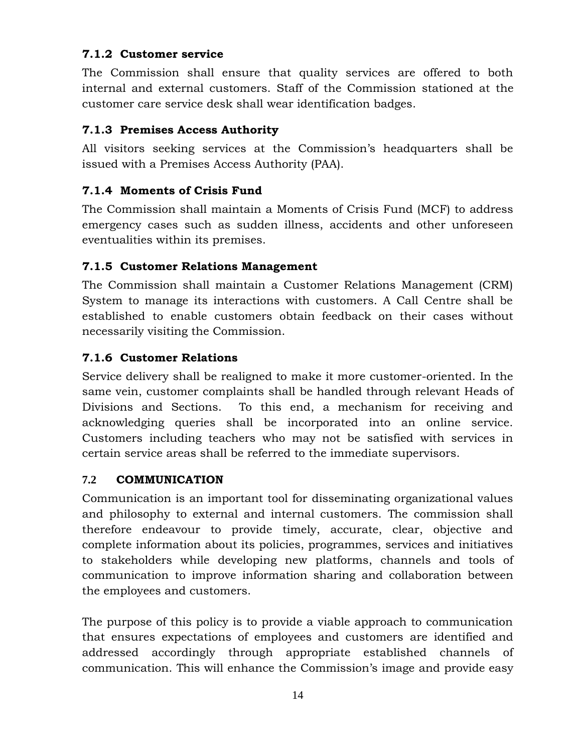### 7.1.2 Customer service

The Commission shall ensure that quality services are offered to both internal and external customers. Staff of the Commission stationed at the customer care service desk shall wear identification badges.

### 7.1.3 Premises Access Authority

All visitors seeking services at the Commission's headquarters shall be issued with a Premises Access Authority (PAA).

### 7.1.4 Moments of Crisis Fund

The Commission shall maintain a Moments of Crisis Fund (MCF) to address emergency cases such as sudden illness, accidents and other unforeseen eventualities within its premises.

### 7.1.5 Customer Relations Management

The Commission shall maintain a Customer Relations Management (CRM) System to manage its interactions with customers. A Call Centre shall be established to enable customers obtain feedback on their cases without necessarily visiting the Commission.

### 7.1.6 Customer Relations

Service delivery shall be realigned to make it more customer-oriented. In the same vein, customer complaints shall be handled through relevant Heads of Divisions and Sections. To this end, a mechanism for receiving and acknowledging queries shall be incorporated into an online service. Customers including teachers who may not be satisfied with services in certain service areas shall be referred to the immediate supervisors.

## 7.2 COMMUNICATION

Communication is an important tool for disseminating organizational values and philosophy to external and internal customers. The commission shall therefore endeavour to provide timely, accurate, clear, objective and complete information about its policies, programmes, services and initiatives to stakeholders while developing new platforms, channels and tools of communication to improve information sharing and collaboration between the employees and customers.

The purpose of this policy is to provide a viable approach to communication that ensures expectations of employees and customers are identified and addressed accordingly through appropriate established channels of communication. This will enhance the Commission's image and provide easy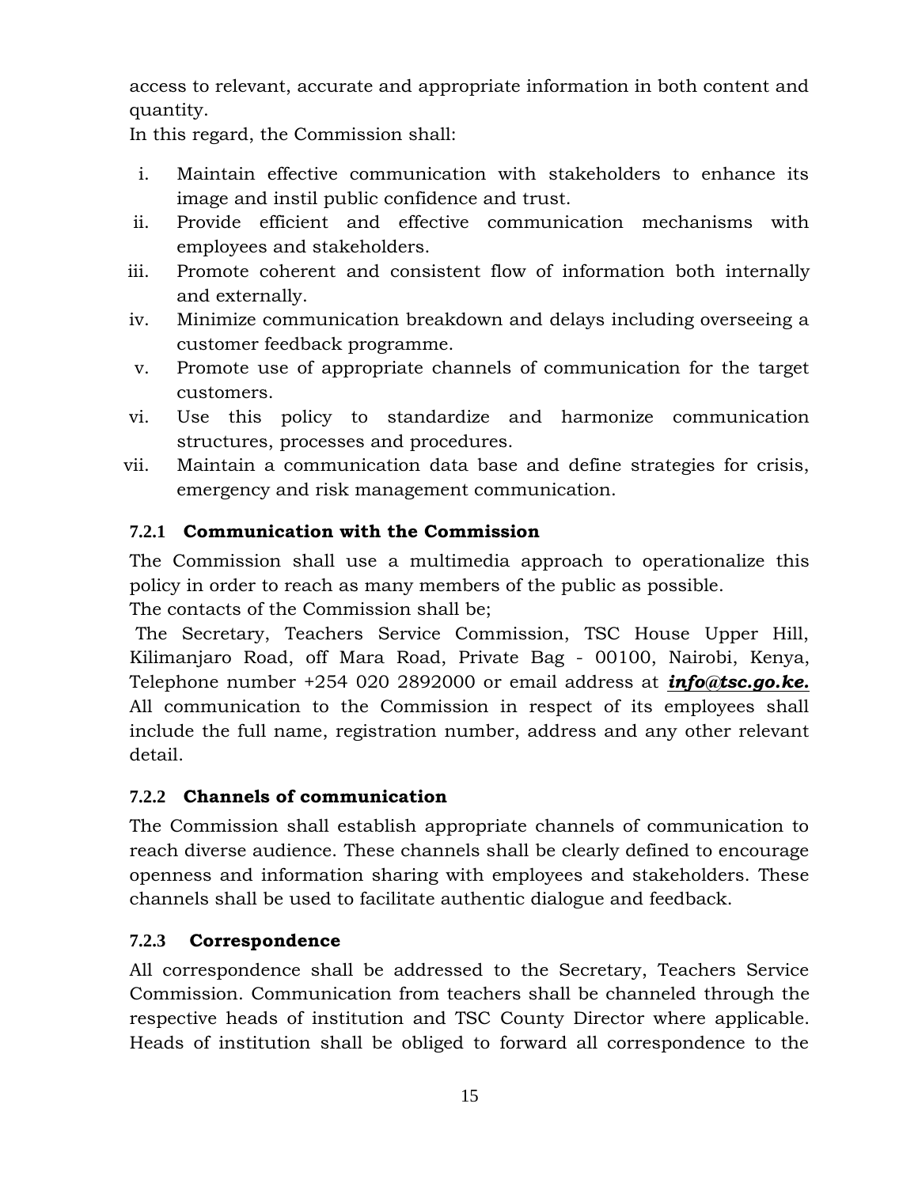access to relevant, accurate and appropriate information in both content and quantity.

In this regard, the Commission shall:

i. Maintain effective communication with stakeholders to enhance its image and instil public confidence and trust.
ii. Provide efficient and effective communication mechanisms with employees and stakeholders.
iii. Promote coherent and consistent flow of information both internally and externally.
iv. Minimize communication breakdown and delays including overseeing a customer feedback programme.
v. Promote use of appropriate channels of communication for the target customers.
vi. Use this policy to standardize and harmonize communication structures, processes and procedures.
vii. Maintain a communication data base and define strategies for crisis, emergency and risk management communication.

### 7.2.1 Communication with the Commission

The Commission shall use a multimedia approach to operationalize this policy in order to reach as many members of the public as possible.

The contacts of the Commission shall be;

The Secretary, Teachers Service Commission, TSC House Upper Hill, Kilimanjaro Road, off Mara Road, Private Bag - 00100, Nairobi, Kenya, Telephone number +254 020 2892000 or email address at ***info@tsc.go.ke.*** All communication to the Commission in respect of its employees shall include the full name, registration number, address and any other relevant detail.

### 7.2.2 Channels of communication

The Commission shall establish appropriate channels of communication to reach diverse audience. These channels shall be clearly defined to encourage openness and information sharing with employees and stakeholders. These channels shall be used to facilitate authentic dialogue and feedback.

### 7.2.3 Correspondence

All correspondence shall be addressed to the Secretary, Teachers Service Commission. Communication from teachers shall be channeled through the respective heads of institution and TSC County Director where applicable. Heads of institution shall be obliged to forward all correspondence to the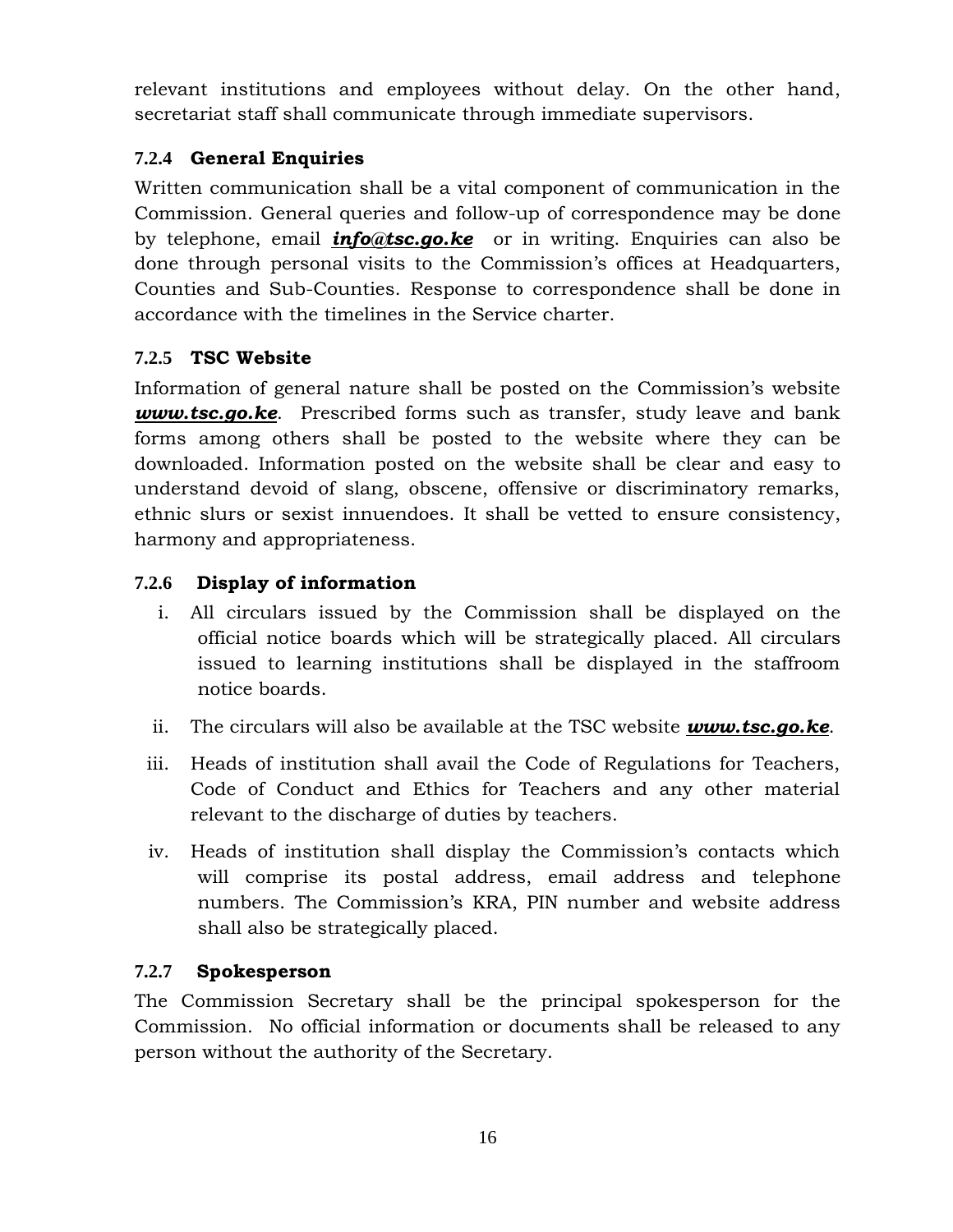relevant institutions and employees without delay. On the other hand, secretariat staff shall communicate through immediate supervisors.

### 7.2.4 General Enquiries

Written communication shall be a vital component of communication in the Commission. General queries and follow-up of correspondence may be done by telephone, email ***info@tsc.go.ke*** or in writing. Enquiries can also be done through personal visits to the Commission's offices at Headquarters, Counties and Sub-Counties. Response to correspondence shall be done in accordance with the timelines in the Service charter.

### 7.2.5 TSC Website

Information of general nature shall be posted on the Commission's website ***www.tsc.go.ke***. Prescribed forms such as transfer, study leave and bank forms among others shall be posted to the website where they can be downloaded. Information posted on the website shall be clear and easy to understand devoid of slang, obscene, offensive or discriminatory remarks, ethnic slurs or sexist innuendoes. It shall be vetted to ensure consistency, harmony and appropriateness.

### 7.2.6 Display of information

i. All circulars issued by the Commission shall be displayed on the official notice boards which will be strategically placed. All circulars issued to learning institutions shall be displayed in the staffroom notice boards.

ii. The circulars will also be available at the TSC website ***www.tsc.go.ke***.

iii. Heads of institution shall avail the Code of Regulations for Teachers, Code of Conduct and Ethics for Teachers and any other material relevant to the discharge of duties by teachers.

iv. Heads of institution shall display the Commission's contacts which will comprise its postal address, email address and telephone numbers. The Commission's KRA, PIN number and website address shall also be strategically placed.

### 7.2.7 Spokesperson

The Commission Secretary shall be the principal spokesperson for the Commission. No official information or documents shall be released to any person without the authority of the Secretary.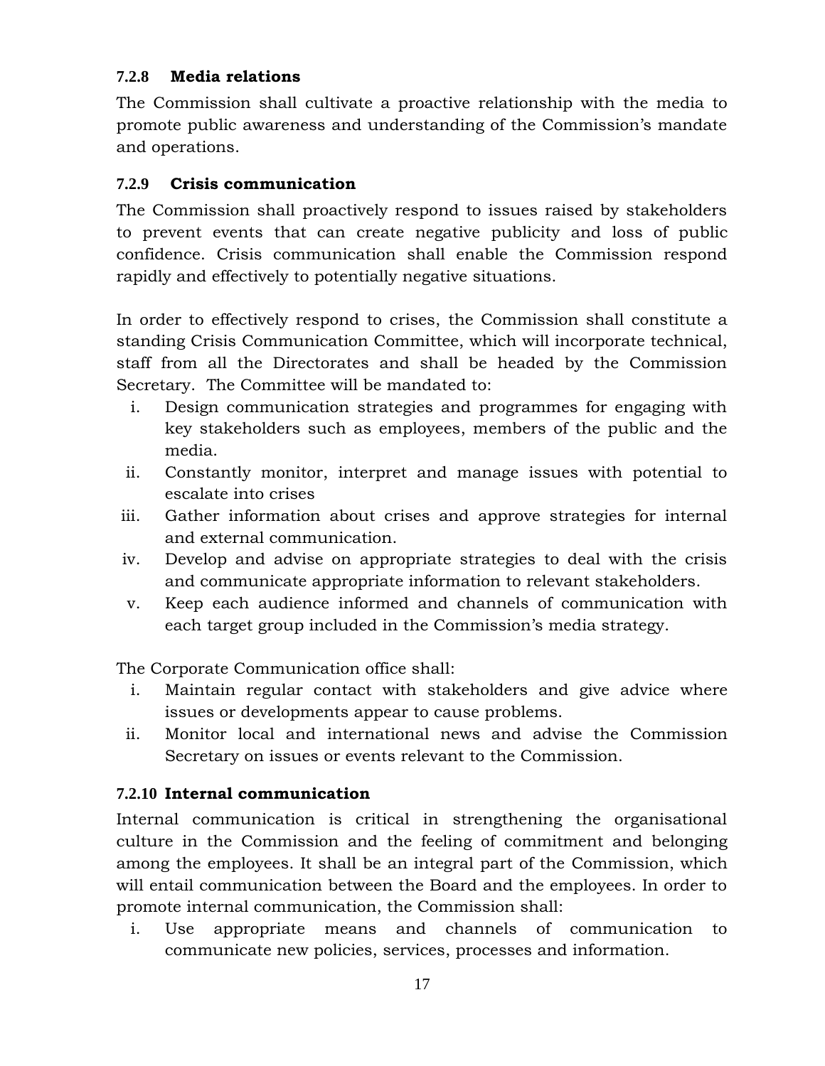### 7.2.8 Media relations

The Commission shall cultivate a proactive relationship with the media to promote public awareness and understanding of the Commission's mandate and operations.

### 7.2.9 Crisis communication

The Commission shall proactively respond to issues raised by stakeholders to prevent events that can create negative publicity and loss of public confidence. Crisis communication shall enable the Commission respond rapidly and effectively to potentially negative situations.

In order to effectively respond to crises, the Commission shall constitute a standing Crisis Communication Committee, which will incorporate technical, staff from all the Directorates and shall be headed by the Commission Secretary. The Committee will be mandated to:

i. Design communication strategies and programmes for engaging with key stakeholders such as employees, members of the public and the media.
ii. Constantly monitor, interpret and manage issues with potential to escalate into crises
iii. Gather information about crises and approve strategies for internal and external communication.
iv. Develop and advise on appropriate strategies to deal with the crisis and communicate appropriate information to relevant stakeholders.
v. Keep each audience informed and channels of communication with each target group included in the Commission's media strategy.

The Corporate Communication office shall:

i. Maintain regular contact with stakeholders and give advice where issues or developments appear to cause problems.
ii. Monitor local and international news and advise the Commission Secretary on issues or events relevant to the Commission.

### 7.2.10 Internal communication

Internal communication is critical in strengthening the organisational culture in the Commission and the feeling of commitment and belonging among the employees. It shall be an integral part of the Commission, which will entail communication between the Board and the employees. In order to promote internal communication, the Commission shall:

i. Use appropriate means and channels of communication to communicate new policies, services, processes and information.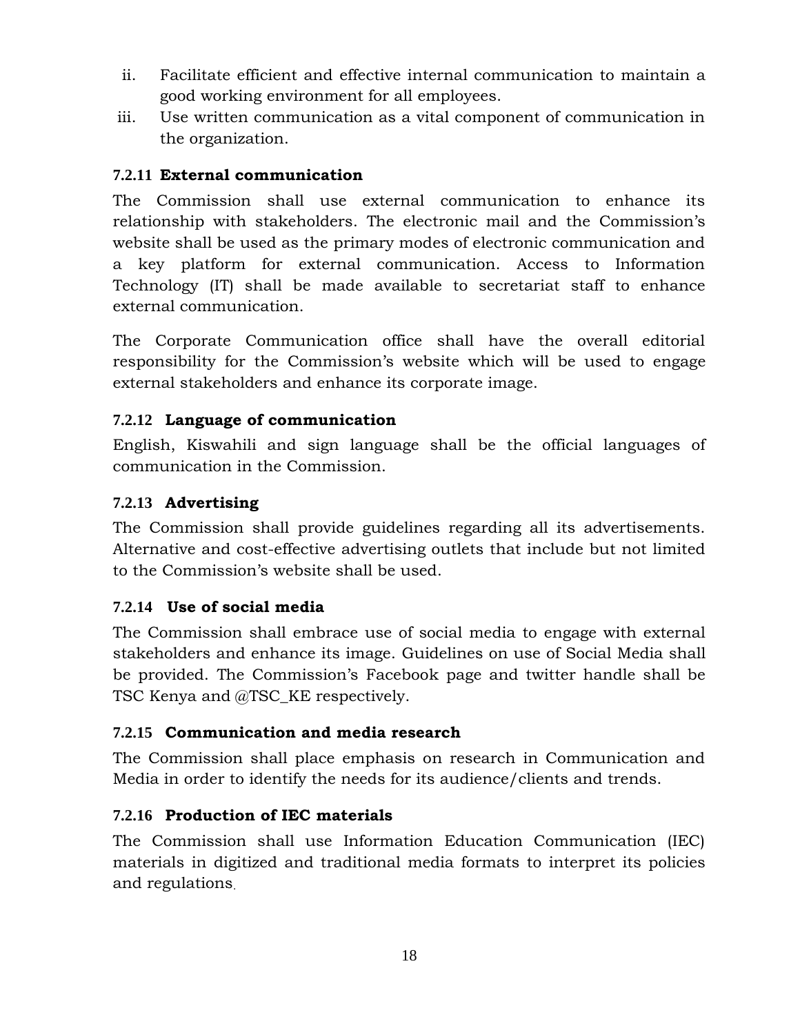ii. Facilitate efficient and effective internal communication to maintain a good working environment for all employees.
iii. Use written communication as a vital component of communication in the organization.

### 7.2.11 External communication

The Commission shall use external communication to enhance its relationship with stakeholders. The electronic mail and the Commission's website shall be used as the primary modes of electronic communication and a key platform for external communication. Access to Information Technology (IT) shall be made available to secretariat staff to enhance external communication.

The Corporate Communication office shall have the overall editorial responsibility for the Commission's website which will be used to engage external stakeholders and enhance its corporate image.

### 7.2.12 Language of communication

English, Kiswahili and sign language shall be the official languages of communication in the Commission.

### 7.2.13 Advertising

The Commission shall provide guidelines regarding all its advertisements. Alternative and cost-effective advertising outlets that include but not limited to the Commission's website shall be used.

### 7.2.14 Use of social media

The Commission shall embrace use of social media to engage with external stakeholders and enhance its image. Guidelines on use of Social Media shall be provided. The Commission's Facebook page and twitter handle shall be TSC Kenya and @TSC_KE respectively.

### 7.2.15 Communication and media research

The Commission shall place emphasis on research in Communication and Media in order to identify the needs for its audience/clients and trends.

### 7.2.16 Production of IEC materials

The Commission shall use Information Education Communication (IEC) materials in digitized and traditional media formats to interpret its policies and regulations.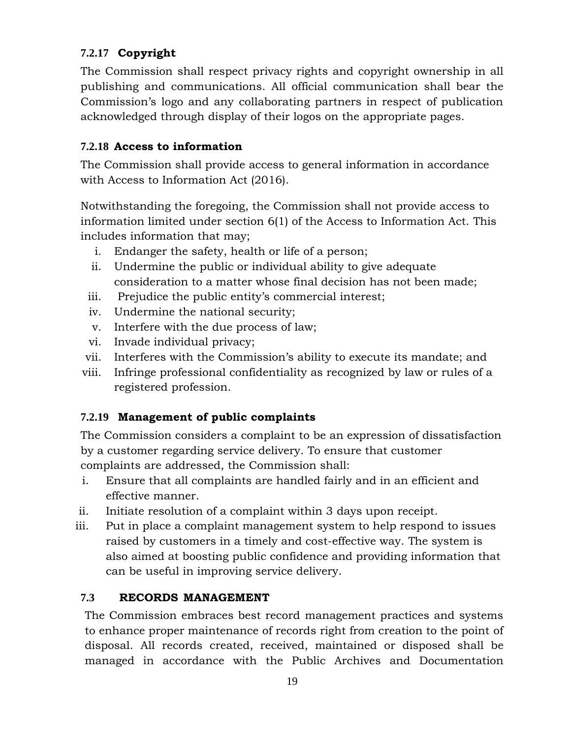### 7.2.17 Copyright

The Commission shall respect privacy rights and copyright ownership in all publishing and communications. All official communication shall bear the Commission's logo and any collaborating partners in respect of publication acknowledged through display of their logos on the appropriate pages.

### 7.2.18 Access to information

The Commission shall provide access to general information in accordance with Access to Information Act (2016).

Notwithstanding the foregoing, the Commission shall not provide access to information limited under section 6(1) of the Access to Information Act. This includes information that may;

i. Endanger the safety, health or life of a person;
ii. Undermine the public or individual ability to give adequate consideration to a matter whose final decision has not been made;
iii. Prejudice the public entity's commercial interest;
iv. Undermine the national security;
v. Interfere with the due process of law;
vi. Invade individual privacy;
vii. Interferes with the Commission's ability to execute its mandate; and
viii. Infringe professional confidentiality as recognized by law or rules of a registered profession.

### 7.2.19 Management of public complaints

The Commission considers a complaint to be an expression of dissatisfaction by a customer regarding service delivery. To ensure that customer complaints are addressed, the Commission shall:

i. Ensure that all complaints are handled fairly and in an efficient and effective manner.
ii. Initiate resolution of a complaint within 3 days upon receipt.
iii. Put in place a complaint management system to help respond to issues raised by customers in a timely and cost-effective way. The system is also aimed at boosting public confidence and providing information that can be useful in improving service delivery.

## 7.3 RECORDS MANAGEMENT

The Commission embraces best record management practices and systems to enhance proper maintenance of records right from creation to the point of disposal. All records created, received, maintained or disposed shall be managed in accordance with the Public Archives and Documentation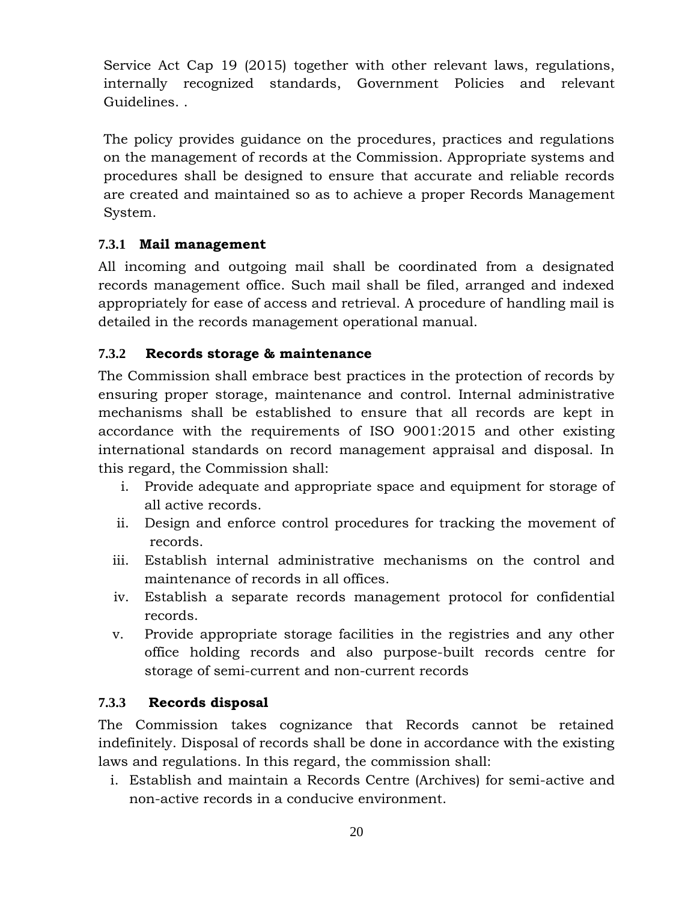Service Act Cap 19 (2015) together with other relevant laws, regulations, internally recognized standards, Government Policies and relevant Guidelines. .

The policy provides guidance on the procedures, practices and regulations on the management of records at the Commission. Appropriate systems and procedures shall be designed to ensure that accurate and reliable records are created and maintained so as to achieve a proper Records Management System.

### 7.3.1 Mail management

All incoming and outgoing mail shall be coordinated from a designated records management office. Such mail shall be filed, arranged and indexed appropriately for ease of access and retrieval. A procedure of handling mail is detailed in the records management operational manual.

### 7.3.2 Records storage & maintenance

The Commission shall embrace best practices in the protection of records by ensuring proper storage, maintenance and control. Internal administrative mechanisms shall be established to ensure that all records are kept in accordance with the requirements of ISO 9001:2015 and other existing international standards on record management appraisal and disposal. In this regard, the Commission shall:

i. Provide adequate and appropriate space and equipment for storage of all active records.
ii. Design and enforce control procedures for tracking the movement of records.
iii. Establish internal administrative mechanisms on the control and maintenance of records in all offices.
iv. Establish a separate records management protocol for confidential records.
v. Provide appropriate storage facilities in the registries and any other office holding records and also purpose-built records centre for storage of semi-current and non-current records

### 7.3.3 Records disposal

The Commission takes cognizance that Records cannot be retained indefinitely. Disposal of records shall be done in accordance with the existing laws and regulations. In this regard, the commission shall:

i. Establish and maintain a Records Centre (Archives) for semi-active and non-active records in a conducive environment.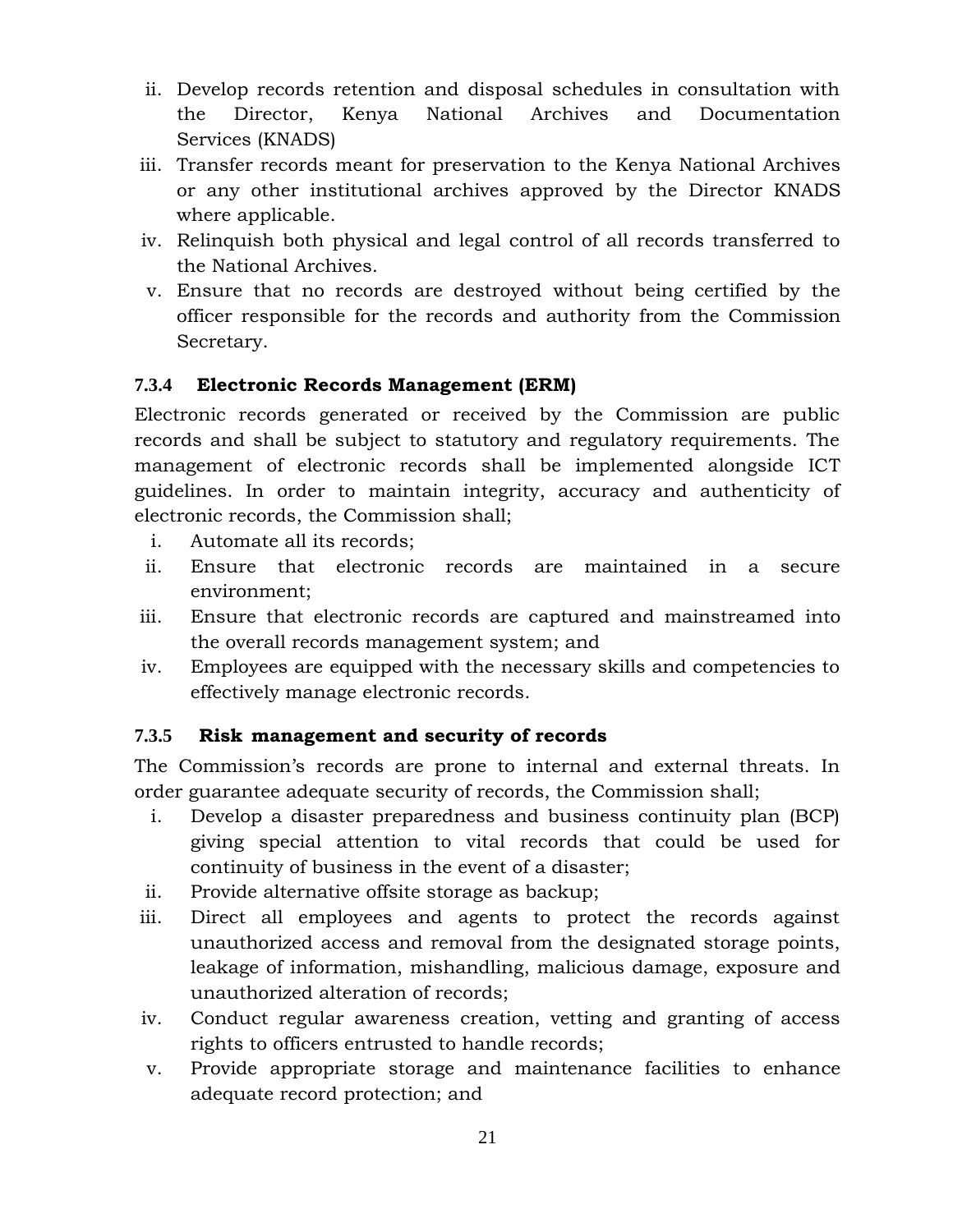ii. Develop records retention and disposal schedules in consultation with the Director, Kenya National Archives and Documentation Services (KNADS)
iii. Transfer records meant for preservation to the Kenya National Archives or any other institutional archives approved by the Director KNADS where applicable.
iv. Relinquish both physical and legal control of all records transferred to the National Archives.
v. Ensure that no records are destroyed without being certified by the officer responsible for the records and authority from the Commission Secretary.

### 7.3.4 Electronic Records Management (ERM)

Electronic records generated or received by the Commission are public records and shall be subject to statutory and regulatory requirements. The management of electronic records shall be implemented alongside ICT guidelines. In order to maintain integrity, accuracy and authenticity of electronic records, the Commission shall;

i. Automate all its records;
ii. Ensure that electronic records are maintained in a secure environment;
iii. Ensure that electronic records are captured and mainstreamed into the overall records management system; and
iv. Employees are equipped with the necessary skills and competencies to effectively manage electronic records.

### 7.3.5 Risk management and security of records

The Commission's records are prone to internal and external threats. In order guarantee adequate security of records, the Commission shall;

i. Develop a disaster preparedness and business continuity plan (BCP) giving special attention to vital records that could be used for continuity of business in the event of a disaster;
ii. Provide alternative offsite storage as backup;
iii. Direct all employees and agents to protect the records against unauthorized access and removal from the designated storage points, leakage of information, mishandling, malicious damage, exposure and unauthorized alteration of records;
iv. Conduct regular awareness creation, vetting and granting of access rights to officers entrusted to handle records;
v. Provide appropriate storage and maintenance facilities to enhance adequate record protection; and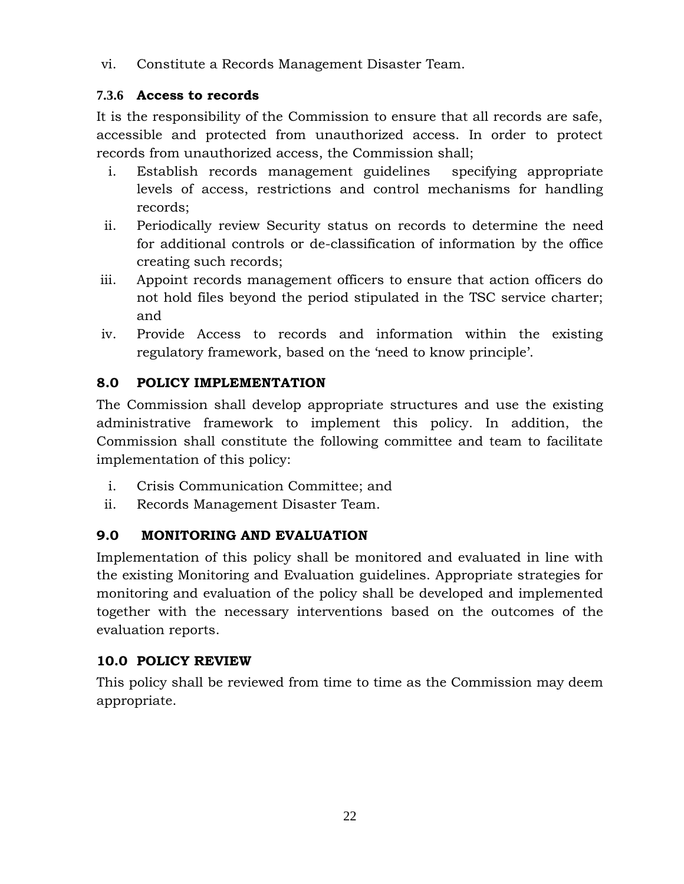vi. Constitute a Records Management Disaster Team.

### 7.3.6 Access to records

It is the responsibility of the Commission to ensure that all records are safe, accessible and protected from unauthorized access. In order to protect records from unauthorized access, the Commission shall;

i. Establish records management guidelines specifying appropriate levels of access, restrictions and control mechanisms for handling records;
ii. Periodically review Security status on records to determine the need for additional controls or de-classification of information by the office creating such records;
iii. Appoint records management officers to ensure that action officers do not hold files beyond the period stipulated in the TSC service charter; and
iv. Provide Access to records and information within the existing regulatory framework, based on the 'need to know principle'.

## 8.0 POLICY IMPLEMENTATION

The Commission shall develop appropriate structures and use the existing administrative framework to implement this policy. In addition, the Commission shall constitute the following committee and team to facilitate implementation of this policy:

i. Crisis Communication Committee; and
ii. Records Management Disaster Team.

## 9.0 MONITORING AND EVALUATION

Implementation of this policy shall be monitored and evaluated in line with the existing Monitoring and Evaluation guidelines. Appropriate strategies for monitoring and evaluation of the policy shall be developed and implemented together with the necessary interventions based on the outcomes of the evaluation reports.

## 10.0 POLICY REVIEW

This policy shall be reviewed from time to time as the Commission may deem appropriate.